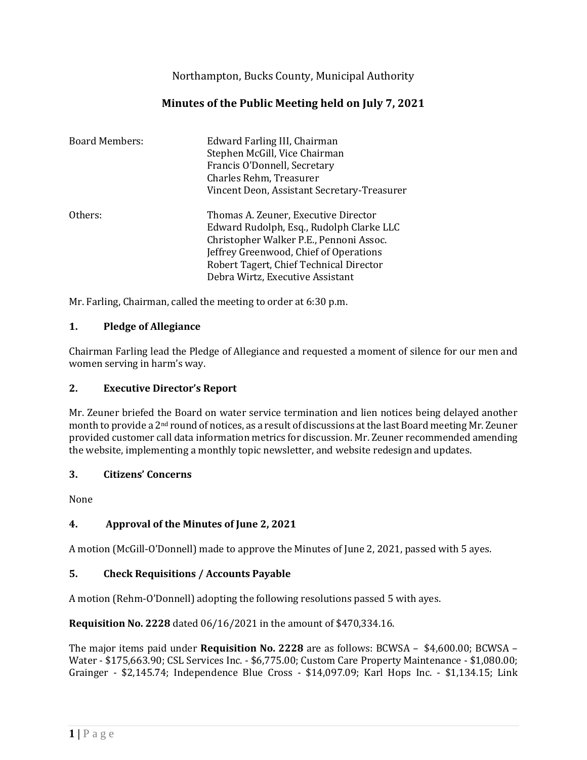Northampton, Bucks County, Municipal Authority

# Minutes of the Public Meeting held on July 7, 2021

Board Members: Edward Farling III, Chairman
Stephen McGill, Vice Chairman
Francis O'Donnell, Secretary
Charles Rehm, Treasurer
Vincent Deon, Assistant Secretary-Treasurer

Others: Thomas A. Zeuner, Executive Director
Edward Rudolph, Esq., Rudolph Clarke LLC
Christopher Walker P.E., Pennoni Assoc.
Jeffrey Greenwood, Chief of Operations
Robert Tagert, Chief Technical Director
Debra Wirtz, Executive Assistant

Mr. Farling, Chairman, called the meeting to order at 6:30 p.m.

## 1. Pledge of Allegiance

Chairman Farling lead the Pledge of Allegiance and requested a moment of silence for our men and women serving in harm's way.

## 2. Executive Director's Report

Mr. Zeuner briefed the Board on water service termination and lien notices being delayed another month to provide a 2nd round of notices, as a result of discussions at the last Board meeting Mr. Zeuner provided customer call data information metrics for discussion. Mr. Zeuner recommended amending the website, implementing a monthly topic newsletter, and website redesign and updates.

## 3. Citizens' Concerns

None

## 4. Approval of the Minutes of June 2, 2021

A motion (McGill-O'Donnell) made to approve the Minutes of June 2, 2021, passed with 5 ayes.

## 5. Check Requisitions / Accounts Payable

A motion (Rehm-O'Donnell) adopting the following resolutions passed 5 with ayes.

**Requisition No. 2228** dated 06/16/2021 in the amount of $470,334.16.

The major items paid under **Requisition No. 2228** are as follows: BCWSA – $4,600.00; BCWSA – Water - $175,663.90; CSL Services Inc. - $6,775.00; Custom Care Property Maintenance - $1,080.00; Grainger - $2,145.74; Independence Blue Cross - $14,097.09; Karl Hops Inc. - $1,134.15; Link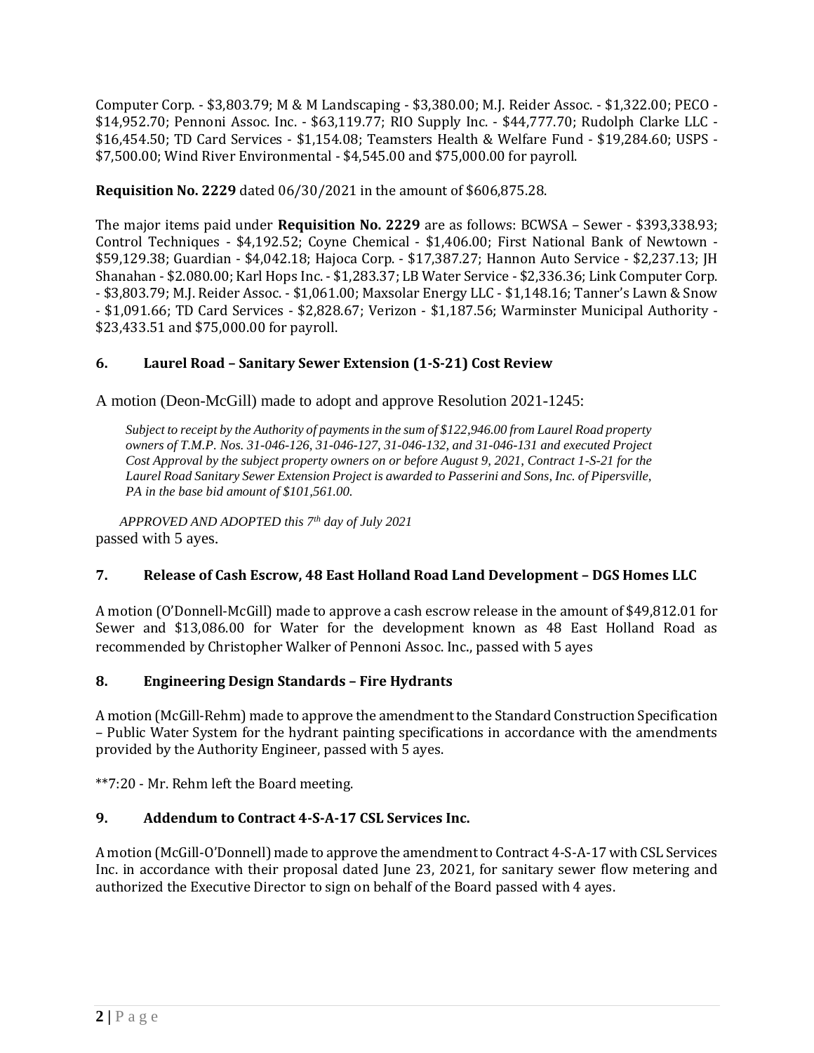Computer Corp. - $3,803.79; M & M Landscaping - $3,380.00; M.J. Reider Assoc. - $1,322.00; PECO - $14,952.70; Pennoni Assoc. Inc. - $63,119.77; RIO Supply Inc. - $44,777.70; Rudolph Clarke LLC - $16,454.50; TD Card Services - $1,154.08; Teamsters Health & Welfare Fund - $19,284.60; USPS - $7,500.00; Wind River Environmental - $4,545.00 and $75,000.00 for payroll.

**Requisition No. 2229** dated 06/30/2021 in the amount of $606,875.28.

The major items paid under **Requisition No. 2229** are as follows: BCWSA – Sewer - $393,338.93; Control Techniques - $4,192.52; Coyne Chemical - $1,406.00; First National Bank of Newtown - $59,129.38; Guardian - $4,042.18; Hajoca Corp. - $17,387.27; Hannon Auto Service - $2,237.13; JH Shanahan - $2.080.00; Karl Hops Inc. - $1,283.37; LB Water Service - $2,336.36; Link Computer Corp. - $3,803.79; M.J. Reider Assoc. - $1,061.00; Maxsolar Energy LLC - $1,148.16; Tanner's Lawn & Snow - $1,091.66; TD Card Services - $2,828.67; Verizon - $1,187.56; Warminster Municipal Authority - $23,433.51 and $75,000.00 for payroll.

### 6. Laurel Road – Sanitary Sewer Extension (1-S-21) Cost Review

A motion (Deon-McGill) made to adopt and approve Resolution 2021-1245:

> *Subject to receipt by the Authority of payments in the sum of $122,946.00 from Laurel Road property owners of T.M.P. Nos. 31-046-126, 31-046-127, 31-046-132, and 31-046-131 and executed Project Cost Approval by the subject property owners on or before August 9, 2021, Contract 1-S-21 for the Laurel Road Sanitary Sewer Extension Project is awarded to Passerini and Sons, Inc. of Pipersville, PA in the base bid amount of $101,561.00.*

*APPROVED AND ADOPTED this 7th day of July 2021*
passed with 5 ayes.

### 7. Release of Cash Escrow, 48 East Holland Road Land Development – DGS Homes LLC

A motion (O'Donnell-McGill) made to approve a cash escrow release in the amount of $49,812.01 for Sewer and $13,086.00 for Water for the development known as 48 East Holland Road as recommended by Christopher Walker of Pennoni Assoc. Inc., passed with 5 ayes

### 8. Engineering Design Standards – Fire Hydrants

A motion (McGill-Rehm) made to approve the amendment to the Standard Construction Specification – Public Water System for the hydrant painting specifications in accordance with the amendments provided by the Authority Engineer, passed with 5 ayes.

**7:20 - Mr. Rehm left the Board meeting.

### 9. Addendum to Contract 4-S-A-17 CSL Services Inc.

A motion (McGill-O'Donnell) made to approve the amendment to Contract 4-S-A-17 with CSL Services Inc. in accordance with their proposal dated June 23, 2021, for sanitary sewer flow metering and authorized the Executive Director to sign on behalf of the Board passed with 4 ayes.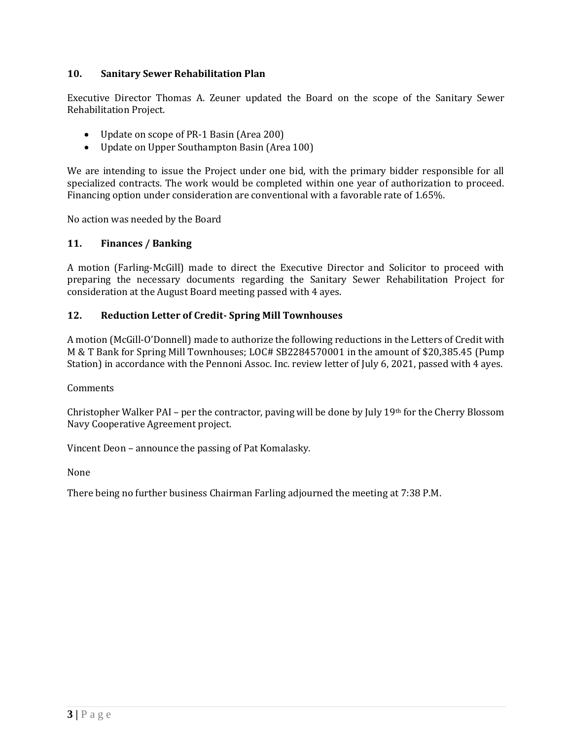### 10. Sanitary Sewer Rehabilitation Plan

Executive Director Thomas A. Zeuner updated the Board on the scope of the Sanitary Sewer Rehabilitation Project.

- Update on scope of PR-1 Basin (Area 200)
- Update on Upper Southampton Basin (Area 100)

We are intending to issue the Project under one bid, with the primary bidder responsible for all specialized contracts. The work would be completed within one year of authorization to proceed. Financing option under consideration are conventional with a favorable rate of 1.65%.

No action was needed by the Board

### 11. Finances / Banking

A motion (Farling-McGill) made to direct the Executive Director and Solicitor to proceed with preparing the necessary documents regarding the Sanitary Sewer Rehabilitation Project for consideration at the August Board meeting passed with 4 ayes.

### 12. Reduction Letter of Credit- Spring Mill Townhouses

A motion (McGill-O'Donnell) made to authorize the following reductions in the Letters of Credit with M & T Bank for Spring Mill Townhouses; LOC# SB2284570001 in the amount of $20,385.45 (Pump Station) in accordance with the Pennoni Assoc. Inc. review letter of July 6, 2021, passed with 4 ayes.

Comments

Christopher Walker PAI – per the contractor, paving will be done by July 19th for the Cherry Blossom Navy Cooperative Agreement project.

Vincent Deon – announce the passing of Pat Komalasky.

None

There being no further business Chairman Farling adjourned the meeting at 7:38 P.M.